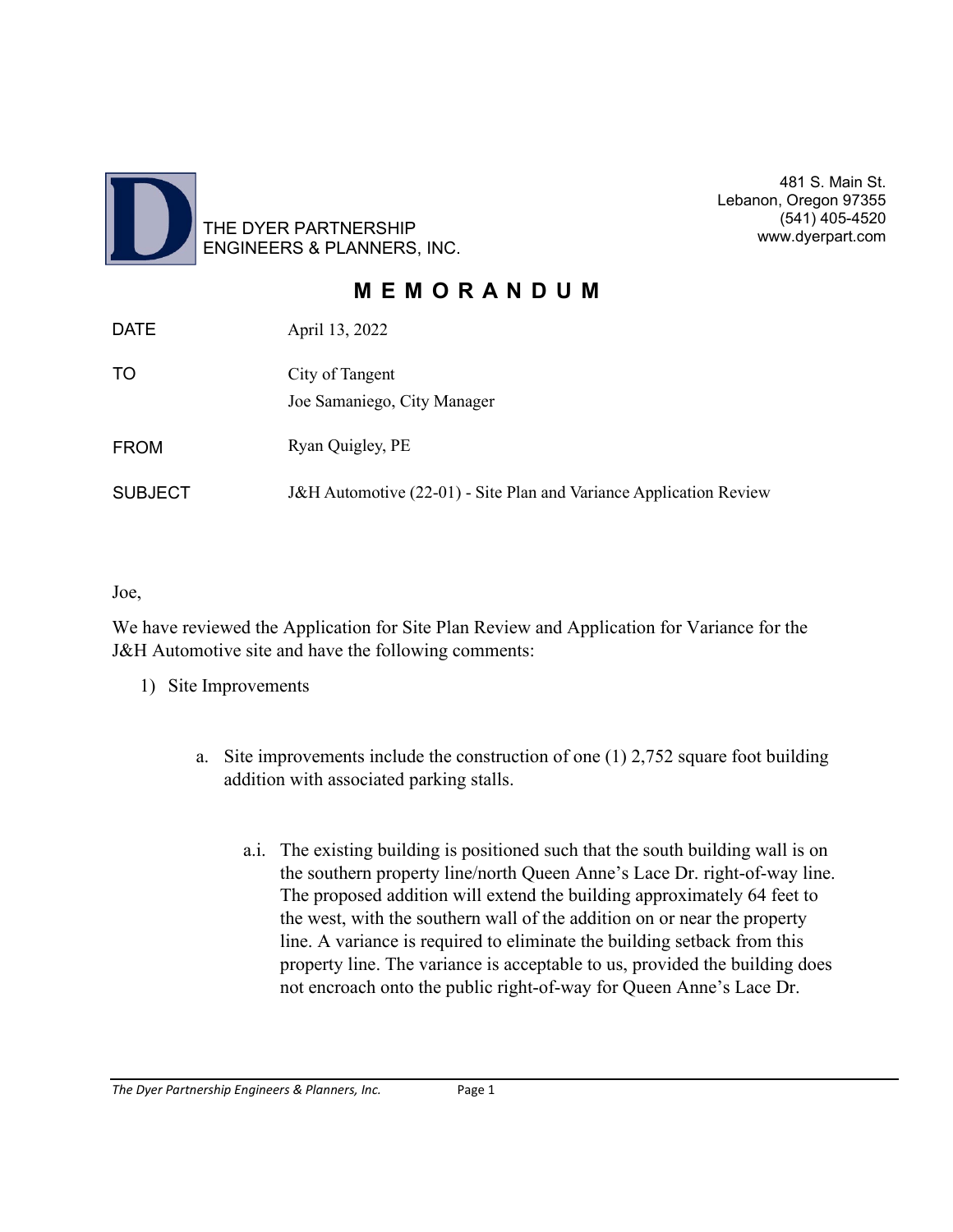THE DYER PARTNERSHIP
ENGINEERS & PLANNERS, INC.

481 S. Main St.
Lebanon, Oregon 97355
(541) 405-4520
www.dyerpart.com

# M E M O R A N D U M

| | |
|---|---|
| DATE | April 13, 2022 |
| TO | City of Tangent<br>Joe Samaniego, City Manager |
| FROM | Ryan Quigley, PE |
| SUBJECT | J&H Automotive (22-01) - Site Plan and Variance Application Review |

Joe,

We have reviewed the Application for Site Plan Review and Application for Variance for the J&H Automotive site and have the following comments:

1) Site Improvements

   a. Site improvements include the construction of one (1) 2,752 square foot building addition with associated parking stalls.

      a.i. The existing building is positioned such that the south building wall is on the southern property line/north Queen Anne's Lace Dr. right-of-way line. The proposed addition will extend the building approximately 64 feet to the west, with the southern wall of the addition on or near the property line. A variance is required to eliminate the building setback from this property line. The variance is acceptable to us, provided the building does not encroach onto the public right-of-way for Queen Anne's Lace Dr.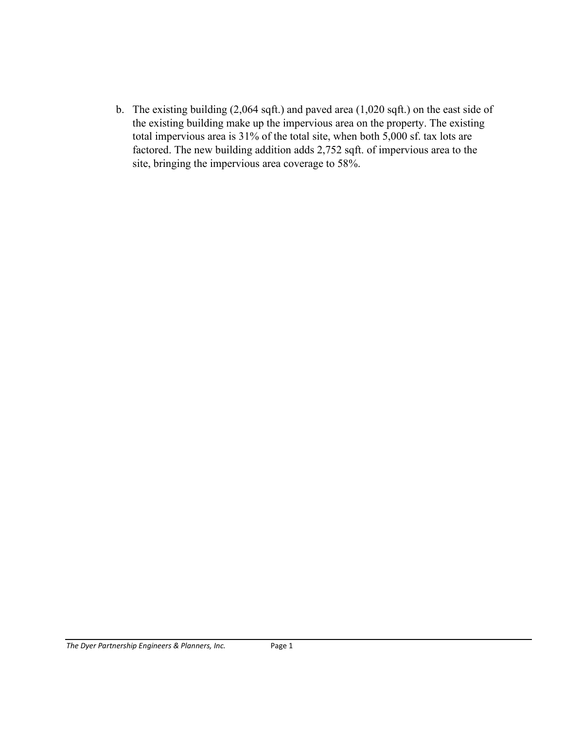b. The existing building (2,064 sqft.) and paved area (1,020 sqft.) on the east side of the existing building make up the impervious area on the property. The existing total impervious area is 31% of the total site, when both 5,000 sf. tax lots are factored. The new building addition adds 2,752 sqft. of impervious area to the site, bringing the impervious area coverage to 58%.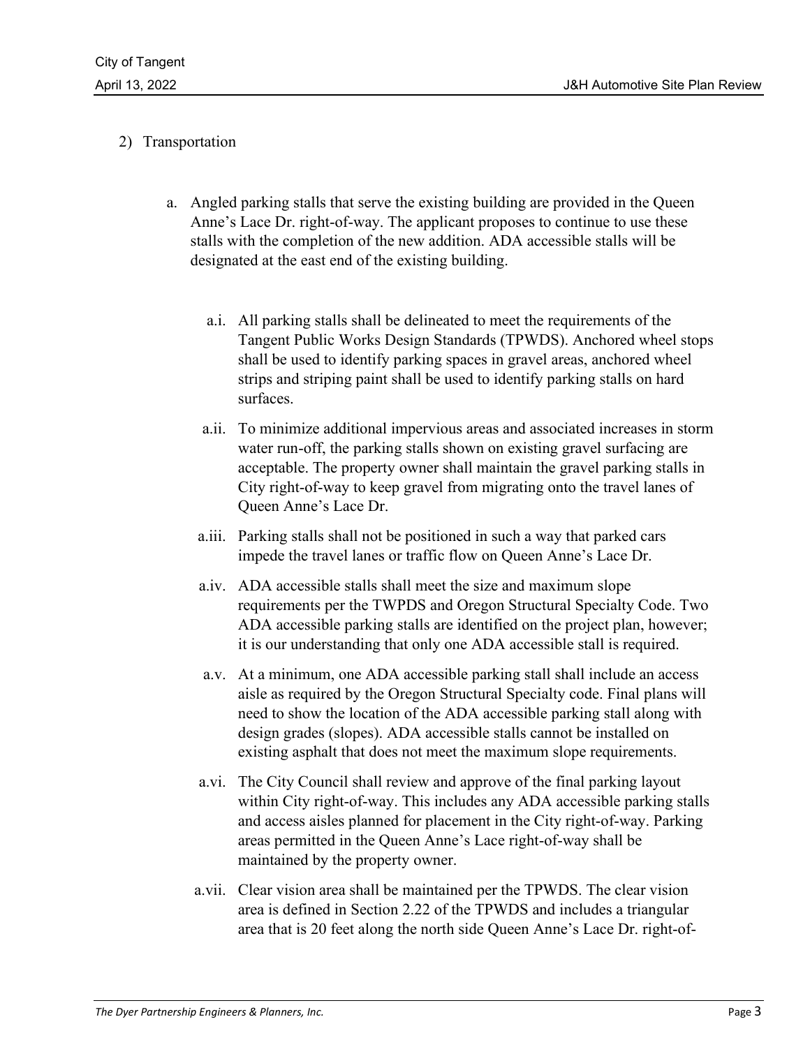2) Transportation

   a. Angled parking stalls that serve the existing building are provided in the Queen Anne's Lace Dr. right-of-way. The applicant proposes to continue to use these stalls with the completion of the new addition. ADA accessible stalls will be designated at the east end of the existing building.

      a.i. All parking stalls shall be delineated to meet the requirements of the Tangent Public Works Design Standards (TPWDS). Anchored wheel stops shall be used to identify parking spaces in gravel areas, anchored wheel strips and striping paint shall be used to identify parking stalls on hard surfaces.

      a.ii. To minimize additional impervious areas and associated increases in storm water run-off, the parking stalls shown on existing gravel surfacing are acceptable. The property owner shall maintain the gravel parking stalls in City right-of-way to keep gravel from migrating onto the travel lanes of Queen Anne's Lace Dr.

      a.iii. Parking stalls shall not be positioned in such a way that parked cars impede the travel lanes or traffic flow on Queen Anne's Lace Dr.

      a.iv. ADA accessible stalls shall meet the size and maximum slope requirements per the TWPDS and Oregon Structural Specialty Code. Two ADA accessible parking stalls are identified on the project plan, however; it is our understanding that only one ADA accessible stall is required.

      a.v. At a minimum, one ADA accessible parking stall shall include an access aisle as required by the Oregon Structural Specialty code. Final plans will need to show the location of the ADA accessible parking stall along with design grades (slopes). ADA accessible stalls cannot be installed on existing asphalt that does not meet the maximum slope requirements.

      a.vi. The City Council shall review and approve of the final parking layout within City right-of-way. This includes any ADA accessible parking stalls and access aisles planned for placement in the City right-of-way. Parking areas permitted in the Queen Anne's Lace right-of-way shall be maintained by the property owner.

      a.vii. Clear vision area shall be maintained per the TPWDS. The clear vision area is defined in Section 2.22 of the TPWDS and includes a triangular area that is 20 feet along the north side Queen Anne's Lace Dr. right-of-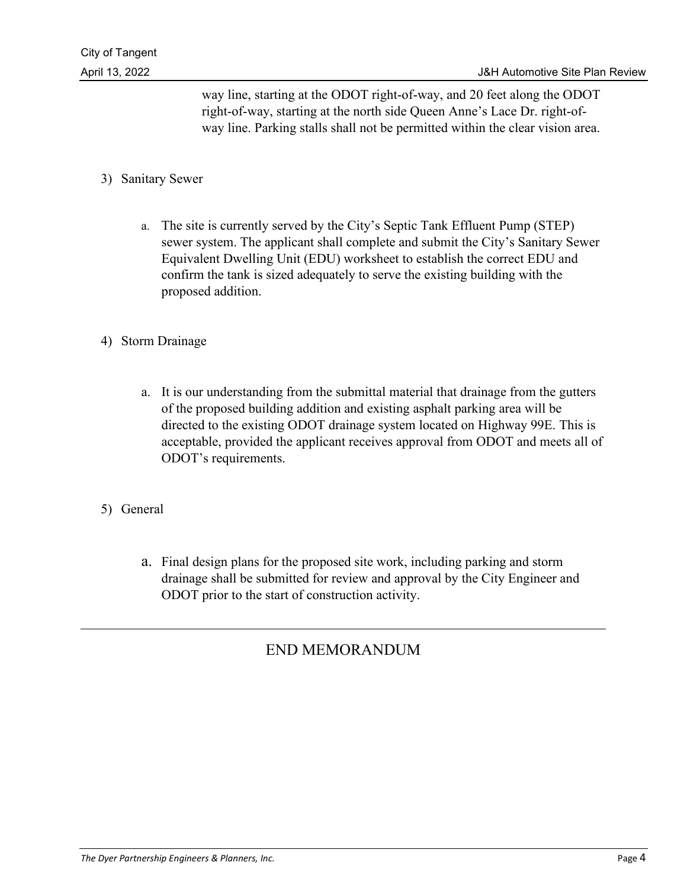way line, starting at the ODOT right-of-way, and 20 feet along the ODOT right-of-way, starting at the north side Queen Anne's Lace Dr. right-of-way line. Parking stalls shall not be permitted within the clear vision area.

3) Sanitary Sewer

   a. The site is currently served by the City's Septic Tank Effluent Pump (STEP) sewer system. The applicant shall complete and submit the City's Sanitary Sewer Equivalent Dwelling Unit (EDU) worksheet to establish the correct EDU and confirm the tank is sized adequately to serve the existing building with the proposed addition.

4) Storm Drainage

   a. It is our understanding from the submittal material that drainage from the gutters of the proposed building addition and existing asphalt parking area will be directed to the existing ODOT drainage system located on Highway 99E. This is acceptable, provided the applicant receives approval from ODOT and meets all of ODOT's requirements.

5) General

   a. Final design plans for the proposed site work, including parking and storm drainage shall be submitted for review and approval by the City Engineer and ODOT prior to the start of construction activity.

---

END MEMORANDUM